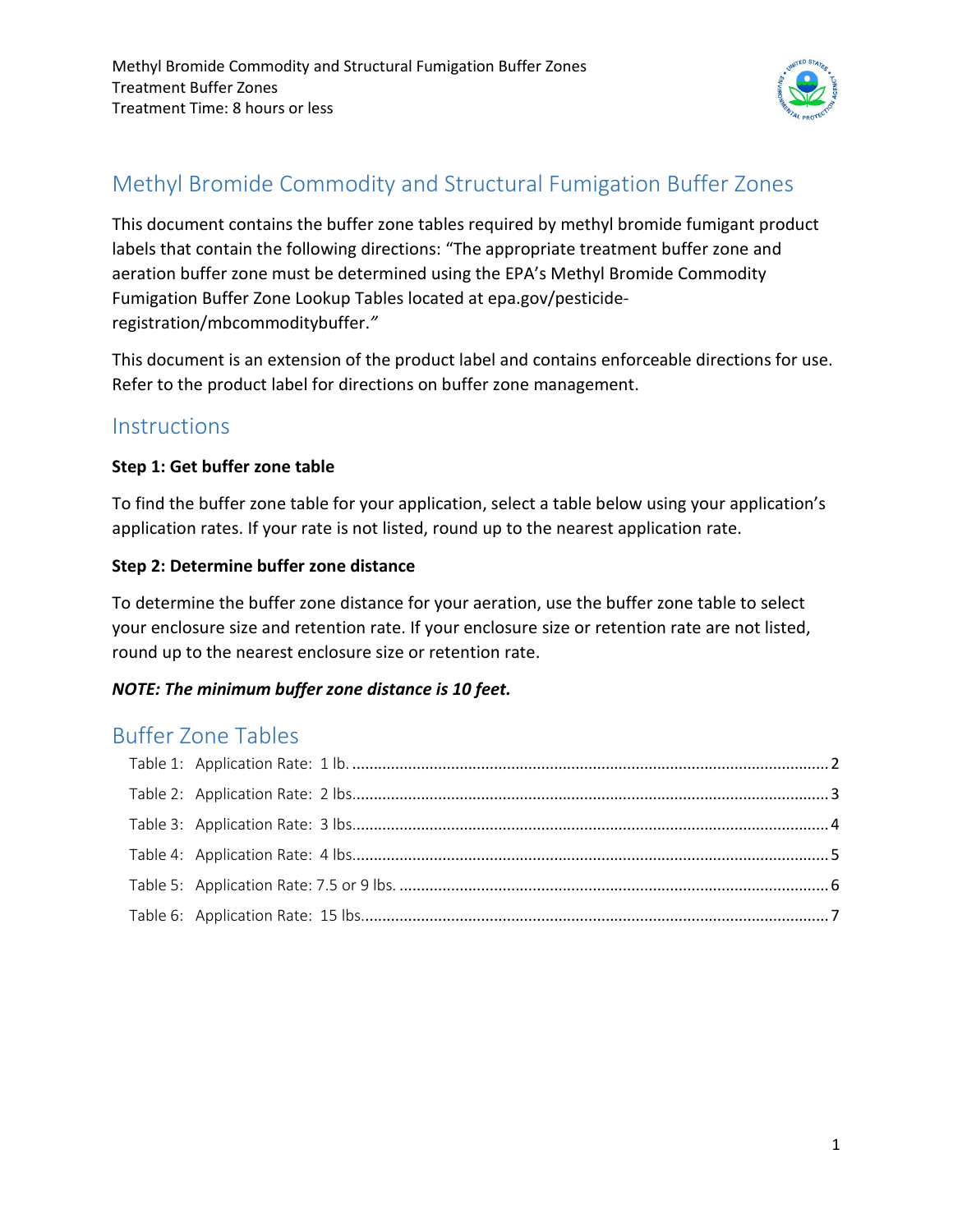# Methyl Bromide Commodity and Structural Fumigation Buffer Zones

This document contains the buffer zone tables required by methyl bromide fumigant product labels that contain the following directions: "The appropriate treatment buffer zone and aeration buffer zone must be determined using the EPA's Methyl Bromide Commodity Fumigation Buffer Zone Lookup Tables located at epa.gov/pesticide-registration/mbcommoditybuffer."

This document is an extension of the product label and contains enforceable directions for use. Refer to the product label for directions on buffer zone management.

## Instructions

**Step 1: Get buffer zone table**

To find the buffer zone table for your application, select a table below using your application's application rates. If your rate is not listed, round up to the nearest application rate.

**Step 2: Determine buffer zone distance**

To determine the buffer zone distance for your aeration, use the buffer zone table to select your enclosure size and retention rate. If your enclosure size or retention rate are not listed, round up to the nearest enclosure size or retention rate.

***NOTE: The minimum buffer zone distance is 10 feet.***

## Buffer Zone Tables

- Table 1: Application Rate: 1 lb. .......... 2
- Table 2: Application Rate: 2 lbs. .......... 3
- Table 3: Application Rate: 3 lbs. .......... 4
- Table 4: Application Rate: 4 lbs. .......... 5
- Table 5: Application Rate: 7.5 or 9 lbs. .......... 6
- Table 6: Application Rate: 15 lbs. .......... 7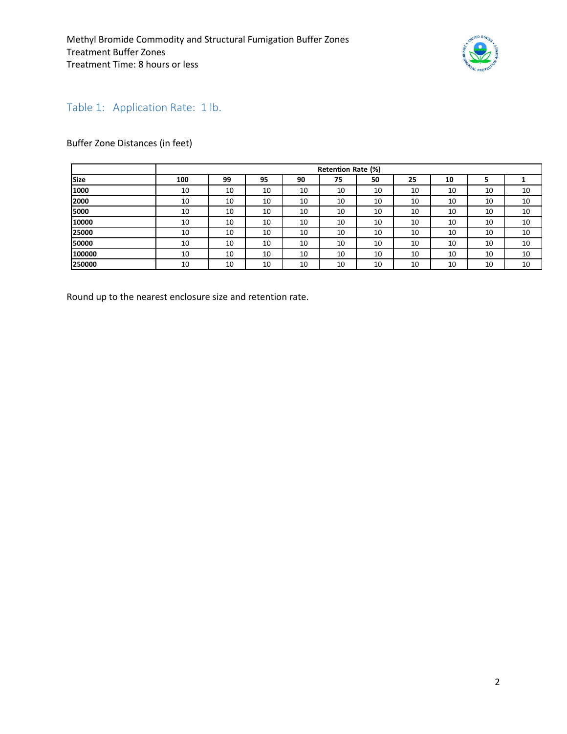Methyl Bromide Commodity and Structural Fumigation Buffer Zones
Treatment Buffer Zones
Treatment Time: 8 hours or less

## Table 1: Application Rate: 1 lb.

Buffer Zone Distances (in feet)

| | Retention Rate (%) | | | | | | | | | |
|---|---|---|---|---|---|---|---|---|---|---|
| **Size** | **100** | **99** | **95** | **90** | **75** | **50** | **25** | **10** | **5** | **1** |
| **1000** | 10 | 10 | 10 | 10 | 10 | 10 | 10 | 10 | 10 | 10 |
| **2000** | 10 | 10 | 10 | 10 | 10 | 10 | 10 | 10 | 10 | 10 |
| **5000** | 10 | 10 | 10 | 10 | 10 | 10 | 10 | 10 | 10 | 10 |
| **10000** | 10 | 10 | 10 | 10 | 10 | 10 | 10 | 10 | 10 | 10 |
| **25000** | 10 | 10 | 10 | 10 | 10 | 10 | 10 | 10 | 10 | 10 |
| **50000** | 10 | 10 | 10 | 10 | 10 | 10 | 10 | 10 | 10 | 10 |
| **100000** | 10 | 10 | 10 | 10 | 10 | 10 | 10 | 10 | 10 | 10 |
| **250000** | 10 | 10 | 10 | 10 | 10 | 10 | 10 | 10 | 10 | 10 |

Round up to the nearest enclosure size and retention rate.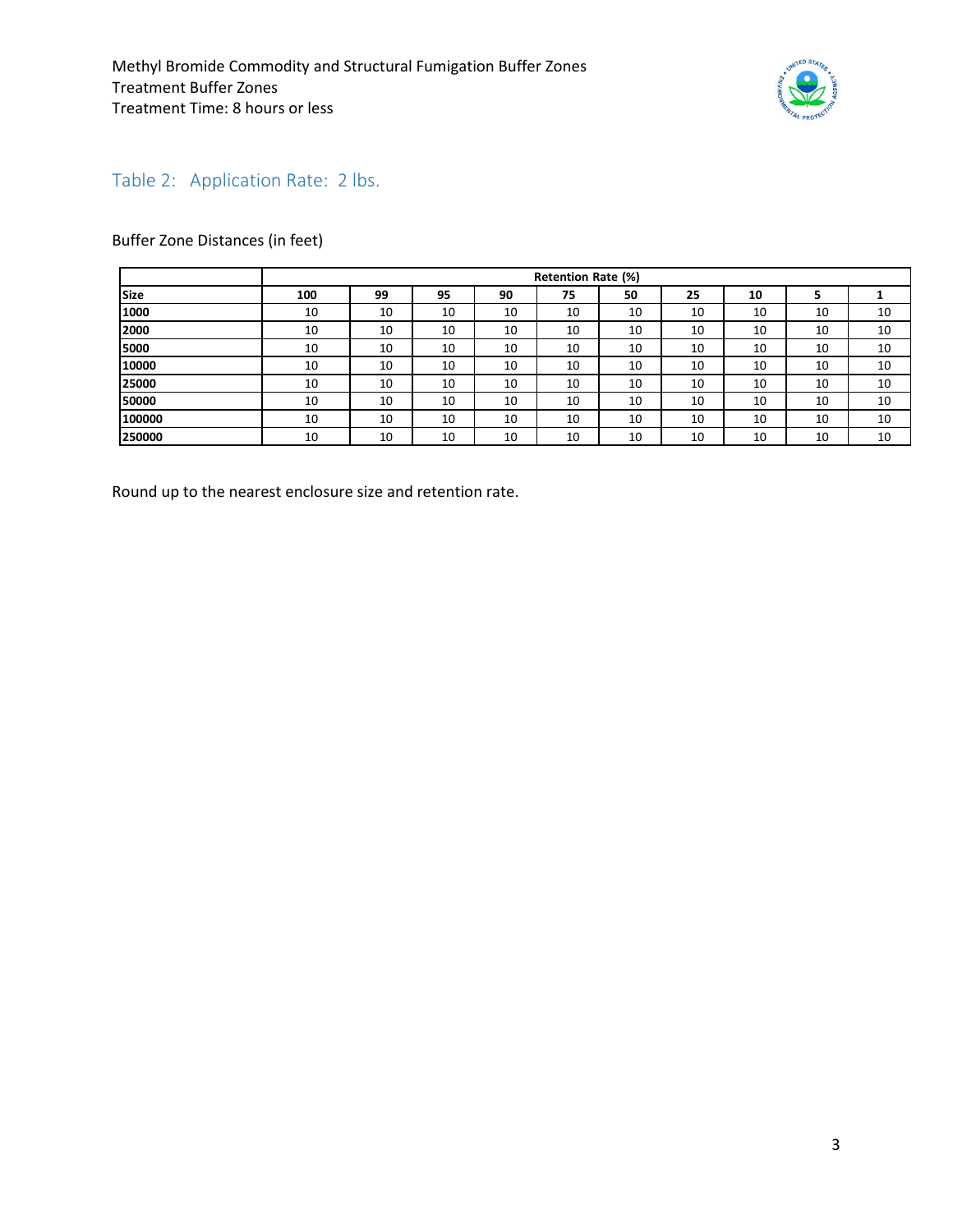Methyl Bromide Commodity and Structural Fumigation Buffer Zones
Treatment Buffer Zones
Treatment Time: 8 hours or less

## Table 2: Application Rate: 2 lbs.

Buffer Zone Distances (in feet)

| | Retention Rate (%) | | | | | | | | | |
|---|---|---|---|---|---|---|---|---|---|---|
| **Size** | **100** | **99** | **95** | **90** | **75** | **50** | **25** | **10** | **5** | **1** |
| **1000** | 10 | 10 | 10 | 10 | 10 | 10 | 10 | 10 | 10 | 10 |
| **2000** | 10 | 10 | 10 | 10 | 10 | 10 | 10 | 10 | 10 | 10 |
| **5000** | 10 | 10 | 10 | 10 | 10 | 10 | 10 | 10 | 10 | 10 |
| **10000** | 10 | 10 | 10 | 10 | 10 | 10 | 10 | 10 | 10 | 10 |
| **25000** | 10 | 10 | 10 | 10 | 10 | 10 | 10 | 10 | 10 | 10 |
| **50000** | 10 | 10 | 10 | 10 | 10 | 10 | 10 | 10 | 10 | 10 |
| **100000** | 10 | 10 | 10 | 10 | 10 | 10 | 10 | 10 | 10 | 10 |
| **250000** | 10 | 10 | 10 | 10 | 10 | 10 | 10 | 10 | 10 | 10 |

Round up to the nearest enclosure size and retention rate.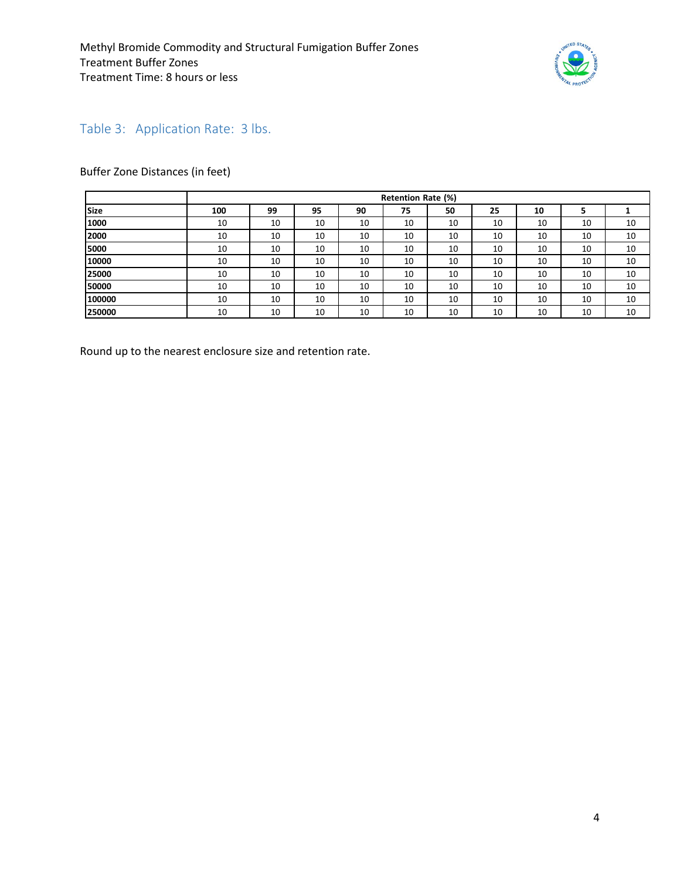Methyl Bromide Commodity and Structural Fumigation Buffer Zones
Treatment Buffer Zones
Treatment Time: 8 hours or less

## Table 3: Application Rate: 3 lbs.

Buffer Zone Distances (in feet)

| | Retention Rate (%) | | | | | | | | | |
|---|---|---|---|---|---|---|---|---|---|---|
| **Size** | **100** | **99** | **95** | **90** | **75** | **50** | **25** | **10** | **5** | **1** |
| **1000** | 10 | 10 | 10 | 10 | 10 | 10 | 10 | 10 | 10 | 10 |
| **2000** | 10 | 10 | 10 | 10 | 10 | 10 | 10 | 10 | 10 | 10 |
| **5000** | 10 | 10 | 10 | 10 | 10 | 10 | 10 | 10 | 10 | 10 |
| **10000** | 10 | 10 | 10 | 10 | 10 | 10 | 10 | 10 | 10 | 10 |
| **25000** | 10 | 10 | 10 | 10 | 10 | 10 | 10 | 10 | 10 | 10 |
| **50000** | 10 | 10 | 10 | 10 | 10 | 10 | 10 | 10 | 10 | 10 |
| **100000** | 10 | 10 | 10 | 10 | 10 | 10 | 10 | 10 | 10 | 10 |
| **250000** | 10 | 10 | 10 | 10 | 10 | 10 | 10 | 10 | 10 | 10 |

Round up to the nearest enclosure size and retention rate.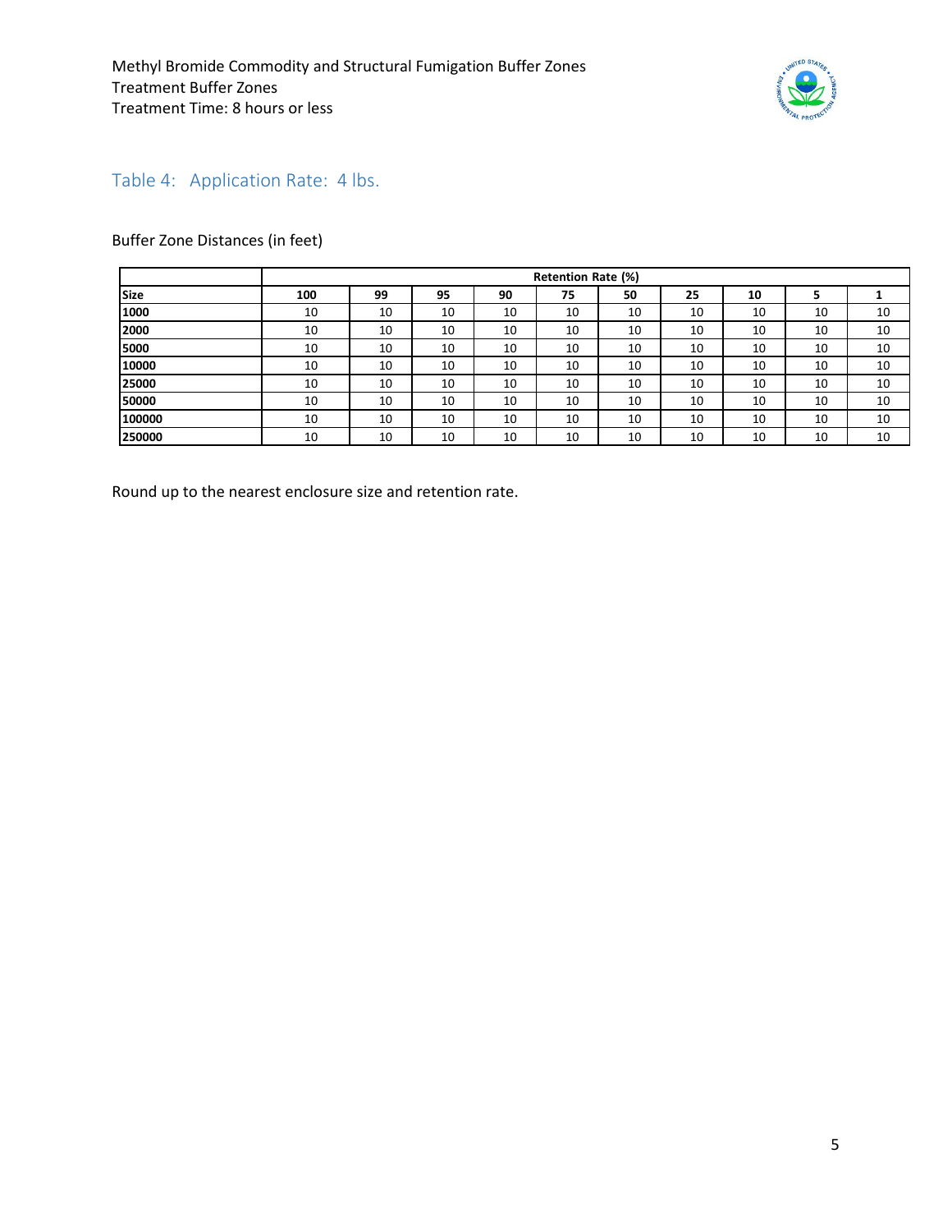Methyl Bromide Commodity and Structural Fumigation Buffer Zones
Treatment Buffer Zones
Treatment Time: 8 hours or less

## Table 4: Application Rate: 4 lbs.

Buffer Zone Distances (in feet)

| | Retention Rate (%) | | | | | | | | | |
|---|---|---|---|---|---|---|---|---|---|---|
| **Size** | **100** | **99** | **95** | **90** | **75** | **50** | **25** | **10** | **5** | **1** |
| **1000** | 10 | 10 | 10 | 10 | 10 | 10 | 10 | 10 | 10 | 10 |
| **2000** | 10 | 10 | 10 | 10 | 10 | 10 | 10 | 10 | 10 | 10 |
| **5000** | 10 | 10 | 10 | 10 | 10 | 10 | 10 | 10 | 10 | 10 |
| **10000** | 10 | 10 | 10 | 10 | 10 | 10 | 10 | 10 | 10 | 10 |
| **25000** | 10 | 10 | 10 | 10 | 10 | 10 | 10 | 10 | 10 | 10 |
| **50000** | 10 | 10 | 10 | 10 | 10 | 10 | 10 | 10 | 10 | 10 |
| **100000** | 10 | 10 | 10 | 10 | 10 | 10 | 10 | 10 | 10 | 10 |
| **250000** | 10 | 10 | 10 | 10 | 10 | 10 | 10 | 10 | 10 | 10 |

Round up to the nearest enclosure size and retention rate.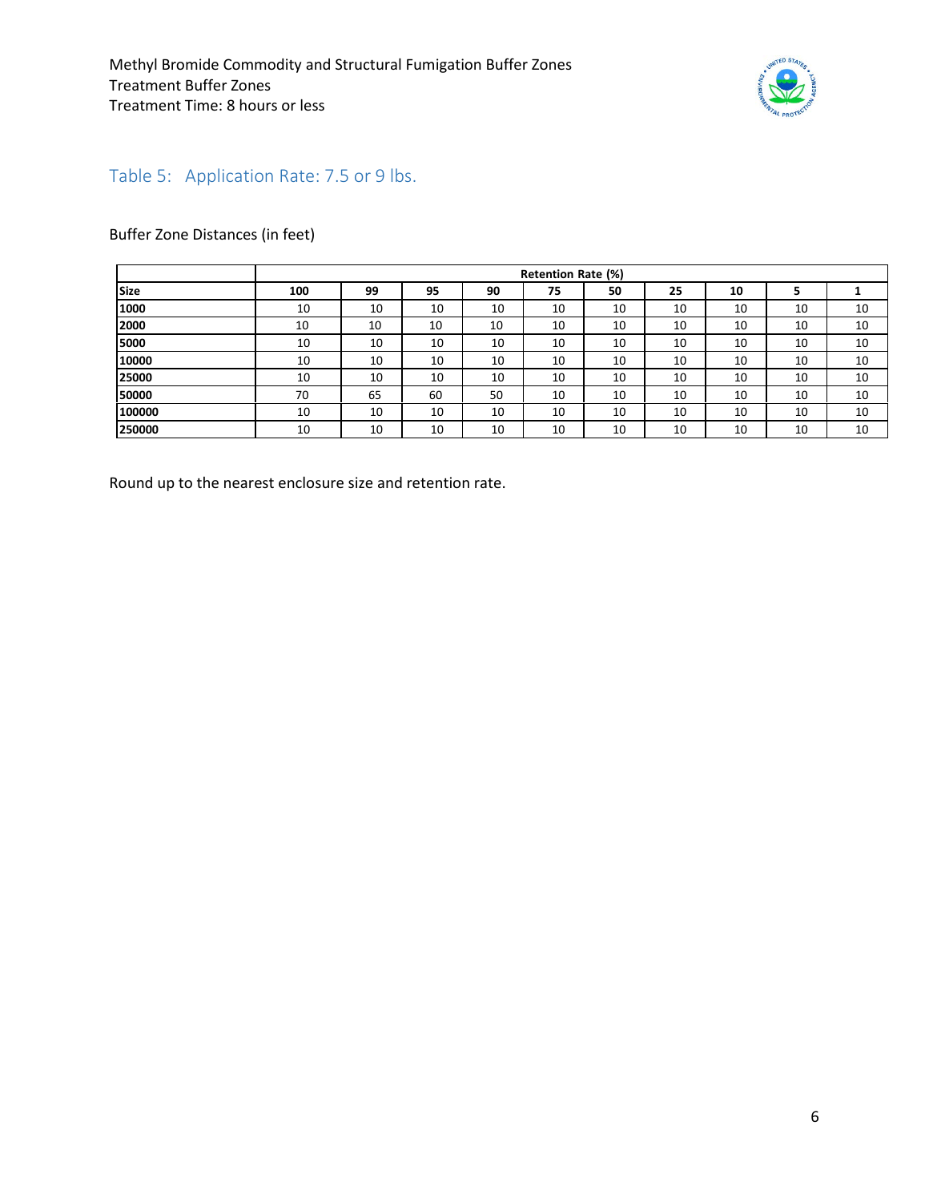Methyl Bromide Commodity and Structural Fumigation Buffer Zones
Treatment Buffer Zones
Treatment Time: 8 hours or less

## Table 5: Application Rate: 7.5 or 9 lbs.

Buffer Zone Distances (in feet)

| | Retention Rate (%) | | | | | | | | | |
|---|---|---|---|---|---|---|---|---|---|---|
| **Size** | **100** | **99** | **95** | **90** | **75** | **50** | **25** | **10** | **5** | **1** |
| **1000** | 10 | 10 | 10 | 10 | 10 | 10 | 10 | 10 | 10 | 10 |
| **2000** | 10 | 10 | 10 | 10 | 10 | 10 | 10 | 10 | 10 | 10 |
| **5000** | 10 | 10 | 10 | 10 | 10 | 10 | 10 | 10 | 10 | 10 |
| **10000** | 10 | 10 | 10 | 10 | 10 | 10 | 10 | 10 | 10 | 10 |
| **25000** | 10 | 10 | 10 | 10 | 10 | 10 | 10 | 10 | 10 | 10 |
| **50000** | 70 | 65 | 60 | 50 | 10 | 10 | 10 | 10 | 10 | 10 |
| **100000** | 10 | 10 | 10 | 10 | 10 | 10 | 10 | 10 | 10 | 10 |
| **250000** | 10 | 10 | 10 | 10 | 10 | 10 | 10 | 10 | 10 | 10 |

Round up to the nearest enclosure size and retention rate.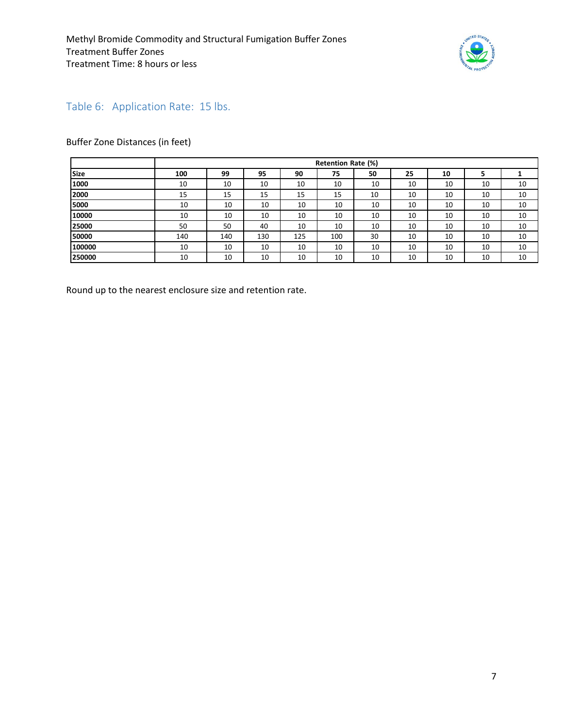Methyl Bromide Commodity and Structural Fumigation Buffer Zones
Treatment Buffer Zones
Treatment Time: 8 hours or less

## Table 6: Application Rate: 15 lbs.

Buffer Zone Distances (in feet)

| | Retention Rate (%) | | | | | | | | | |
|---|---|---|---|---|---|---|---|---|---|---|
| **Size** | **100** | **99** | **95** | **90** | **75** | **50** | **25** | **10** | **5** | **1** |
| **1000** | 10 | 10 | 10 | 10 | 10 | 10 | 10 | 10 | 10 | 10 |
| **2000** | 15 | 15 | 15 | 15 | 15 | 10 | 10 | 10 | 10 | 10 |
| **5000** | 10 | 10 | 10 | 10 | 10 | 10 | 10 | 10 | 10 | 10 |
| **10000** | 10 | 10 | 10 | 10 | 10 | 10 | 10 | 10 | 10 | 10 |
| **25000** | 50 | 50 | 40 | 10 | 10 | 10 | 10 | 10 | 10 | 10 |
| **50000** | 140 | 140 | 130 | 125 | 100 | 30 | 10 | 10 | 10 | 10 |
| **100000** | 10 | 10 | 10 | 10 | 10 | 10 | 10 | 10 | 10 | 10 |
| **250000** | 10 | 10 | 10 | 10 | 10 | 10 | 10 | 10 | 10 | 10 |

Round up to the nearest enclosure size and retention rate.